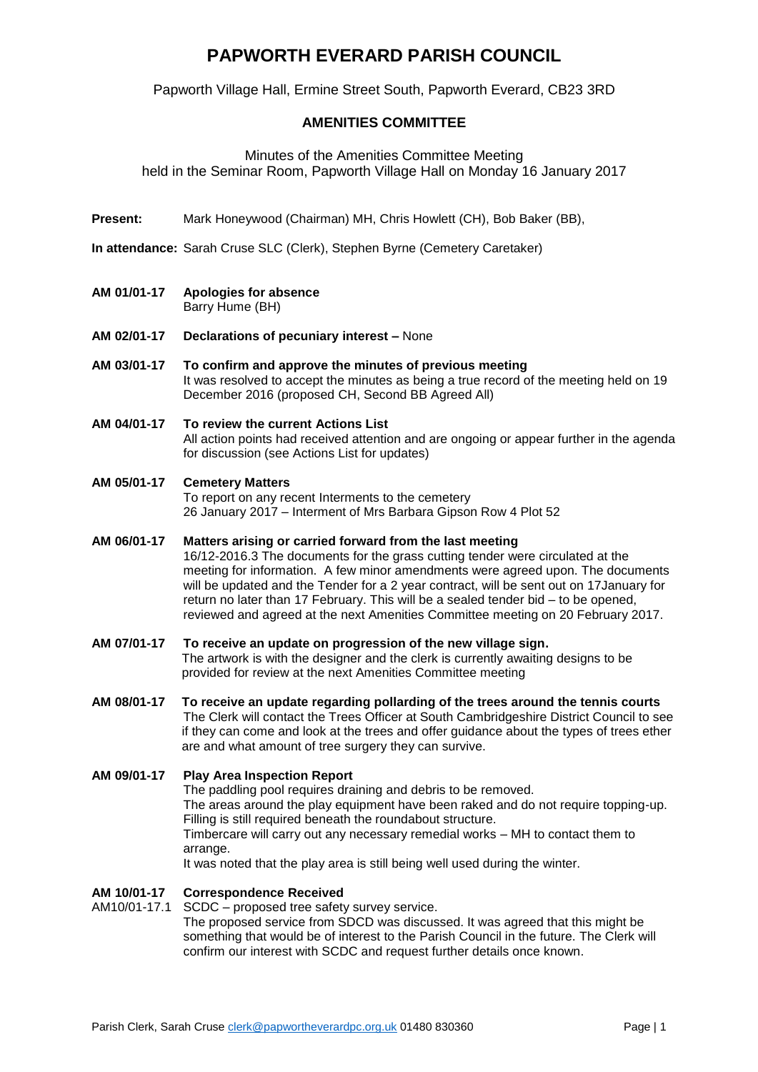# PAPWORTH EVERARD PARISH COUNCIL

Papworth Village Hall, Ermine Street South, Papworth Everard, CB23 3RD

## AMENITIES COMMITTEE

Minutes of the Amenities Committee Meeting
held in the Seminar Room, Papworth Village Hall on Monday 16 January 2017

**Present:** Mark Honeywood (Chairman) MH, Chris Howlett (CH), Bob Baker (BB),

**In attendance:** Sarah Cruse SLC (Clerk), Stephen Byrne (Cemetery Caretaker)

**AM 01/01-17 Apologies for absence**
Barry Hume (BH)

**AM 02/01-17 Declarations of pecuniary interest –** None

**AM 03/01-17 To confirm and approve the minutes of previous meeting**
It was resolved to accept the minutes as being a true record of the meeting held on 19 December 2016 (proposed CH, Second BB Agreed All)

**AM 04/01-17 To review the current Actions List**
All action points had received attention and are ongoing or appear further in the agenda for discussion (see Actions List for updates)

**AM 05/01-17 Cemetery Matters**
To report on any recent Interments to the cemetery
26 January 2017 – Interment of Mrs Barbara Gipson Row 4 Plot 52

**AM 06/01-17 Matters arising or carried forward from the last meeting**
16/12-2016.3 The documents for the grass cutting tender were circulated at the meeting for information. A few minor amendments were agreed upon. The documents will be updated and the Tender for a 2 year contract, will be sent out on 17January for return no later than 17 February. This will be a sealed tender bid – to be opened, reviewed and agreed at the next Amenities Committee meeting on 20 February 2017.

**AM 07/01-17 To receive an update on progression of the new village sign.**
The artwork is with the designer and the clerk is currently awaiting designs to be provided for review at the next Amenities Committee meeting

**AM 08/01-17 To receive an update regarding pollarding of the trees around the tennis courts**
The Clerk will contact the Trees Officer at South Cambridgeshire District Council to see if they can come and look at the trees and offer guidance about the types of trees ether are and what amount of tree surgery they can survive.

**AM 09/01-17 Play Area Inspection Report**
The paddling pool requires draining and debris to be removed.
The areas around the play equipment have been raked and do not require topping-up.
Filling is still required beneath the roundabout structure.
Timbercare will carry out any necessary remedial works – MH to contact them to arrange.
It was noted that the play area is still being well used during the winter.

**AM 10/01-17 Correspondence Received**

AM10/01-17.1 SCDC – proposed tree safety survey service.
The proposed service from SDCD was discussed. It was agreed that this might be something that would be of interest to the Parish Council in the future. The Clerk will confirm our interest with SCDC and request further details once known.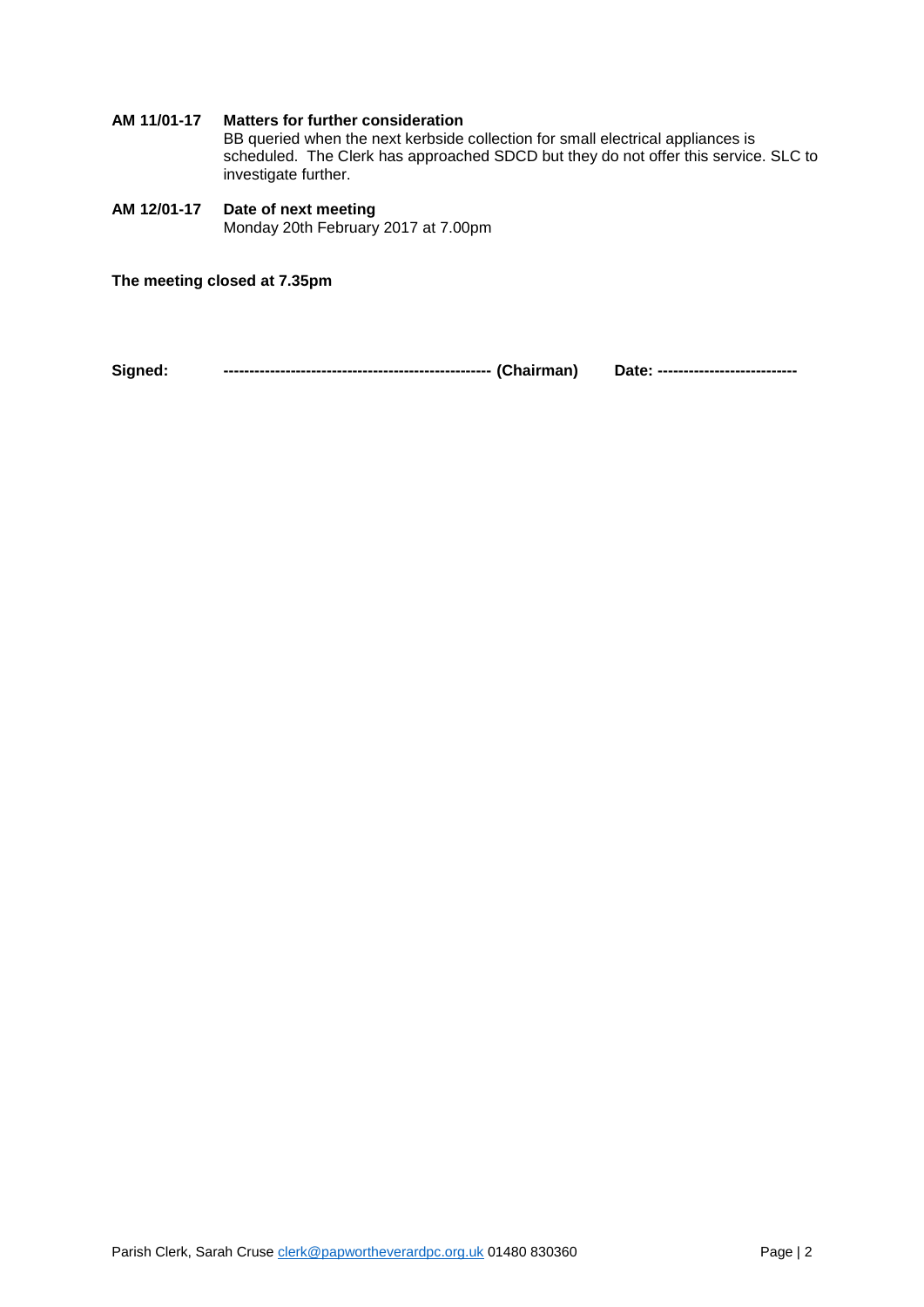**AM 11/01-17 Matters for further consideration**

BB queried when the next kerbside collection for small electrical appliances is scheduled. The Clerk has approached SDCD but they do not offer this service. SLC to investigate further.

**AM 12/01-17 Date of next meeting**

Monday 20th February 2017 at 7.00pm

**The meeting closed at 7.35pm**

**Signed: --------------------------------------------------- (Chairman) Date: --------------------------**

Parish Clerk, Sarah Cruse clerk@papwortheverardpc.org.uk 01480 830360